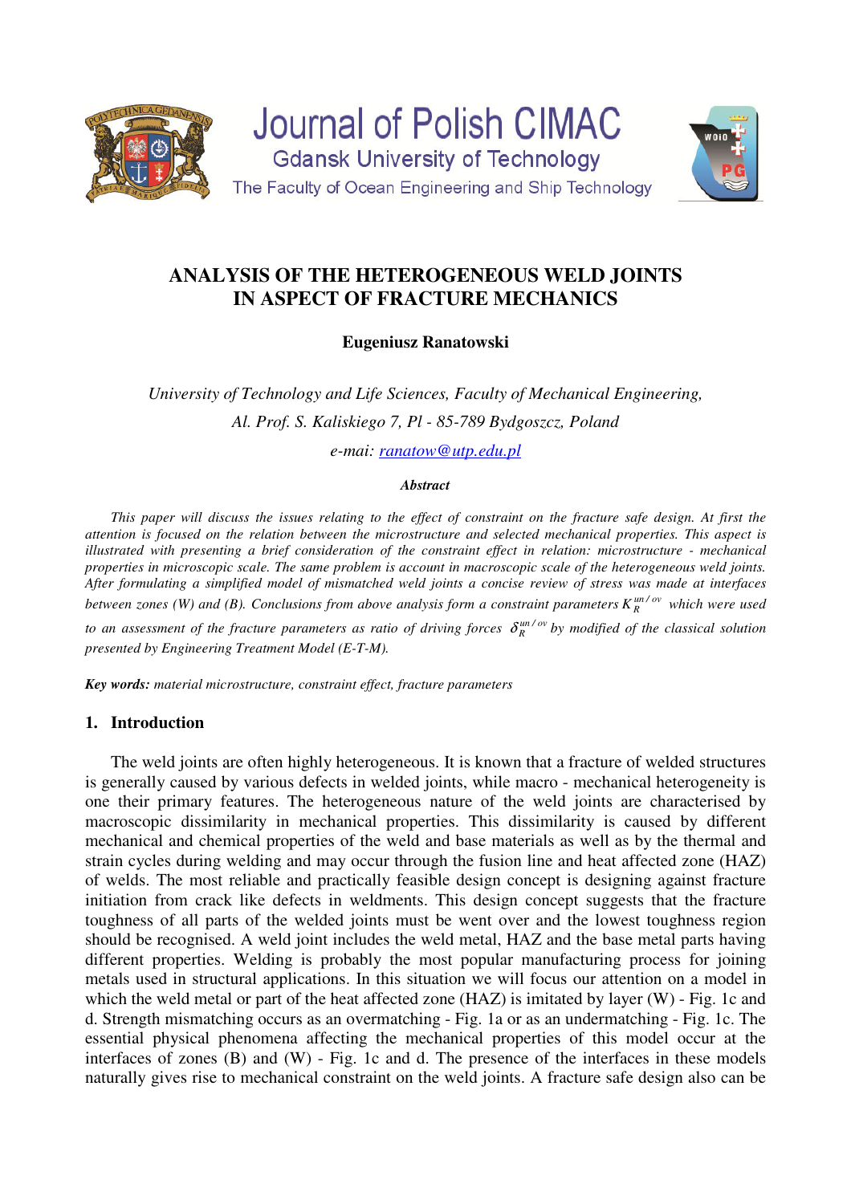Journal of Polish CIMAC

Gdansk University of Technology

The Faculty of Ocean Engineering and Ship Technology

# ANALYSIS OF THE HETEROGENEOUS WELD JOINTS IN ASPECT OF FRACTURE MECHANICS

**Eugeniusz Ranatowski**

*University of Technology and Life Sciences, Faculty of Mechanical Engineering,*

*Al. Prof. S. Kaliskiego 7, Pl - 85-789 Bydgoszcz, Poland*

*e-mai: ranatow@utp.edu.pl*

***Abstract***

*This paper will discuss the issues relating to the effect of constraint on the fracture safe design. At first the attention is focused on the relation between the microstructure and selected mechanical properties. This aspect is illustrated with presenting a brief consideration of the constraint effect in relation: microstructure - mechanical properties in microscopic scale. The same problem is account in macroscopic scale of the heterogeneous weld joints. After formulating a simplified model of mismatched weld joints a concise review of stress was made at interfaces between zones (W) and (B). Conclusions from above analysis form a constraint parameters $K_R^{un/ov}$ which were used to an assessment of the fracture parameters as ratio of driving forces $\delta_R^{un/ov}$ by modified of the classical solution presented by Engineering Treatment Model (E-T-M).*

***Key words:*** *material microstructure, constraint effect, fracture parameters*

## 1. Introduction

The weld joints are often highly heterogeneous. It is known that a fracture of welded structures is generally caused by various defects in welded joints, while macro - mechanical heterogeneity is one their primary features. The heterogeneous nature of the weld joints are characterised by macroscopic dissimilarity in mechanical properties. This dissimilarity is caused by different mechanical and chemical properties of the weld and base materials as well as by the thermal and strain cycles during welding and may occur through the fusion line and heat affected zone (HAZ) of welds. The most reliable and practically feasible design concept is designing against fracture initiation from crack like defects in weldments. This design concept suggests that the fracture toughness of all parts of the welded joints must be went over and the lowest toughness region should be recognised. A weld joint includes the weld metal, HAZ and the base metal parts having different properties. Welding is probably the most popular manufacturing process for joining metals used in structural applications. In this situation we will focus our attention on a model in which the weld metal or part of the heat affected zone (HAZ) is imitated by layer (W) - Fig. 1c and d. Strength mismatching occurs as an overmatching - Fig. 1a or as an undermatching - Fig. 1c. The essential physical phenomena affecting the mechanical properties of this model occur at the interfaces of zones (B) and (W) - Fig. 1c and d. The presence of the interfaces in these models naturally gives rise to mechanical constraint on the weld joints. A fracture safe design also can be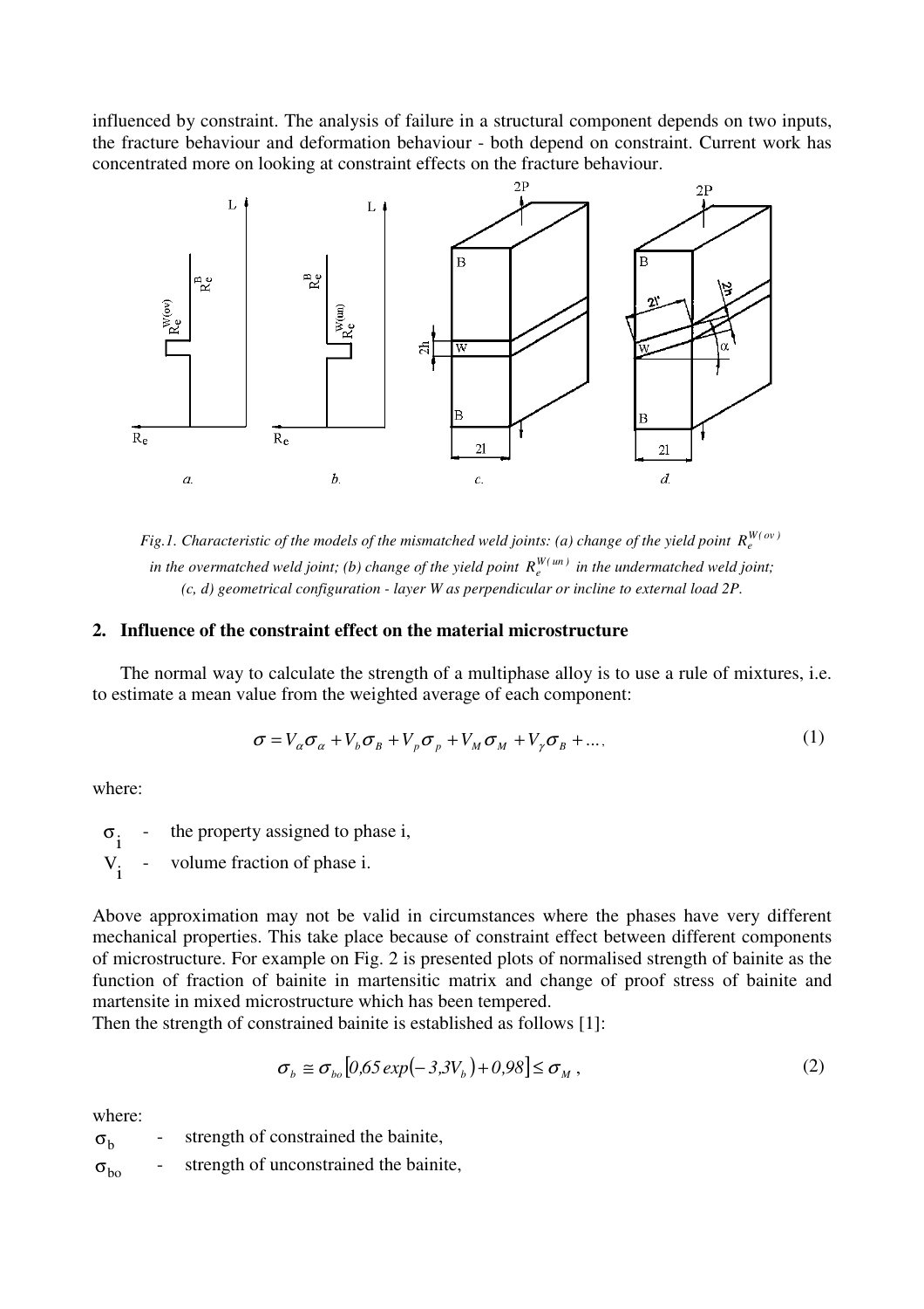influenced by constraint. The analysis of failure in a structural component depends on two inputs, the fracture behaviour and deformation behaviour - both depend on constraint. Current work has concentrated more on looking at constraint effects on the fracture behaviour.

*Fig.1. Characteristic of the models of the mismatched weld joints: (a) change of the yield point $R_e^{W(ov)}$ in the overmatched weld joint; (b) change of the yield point $R_e^{W(un)}$ in the undermatched weld joint; (c, d) geometrical configuration - layer W as perpendicular or incline to external load 2P.*

## 2. Influence of the constraint effect on the material microstructure

The normal way to calculate the strength of a multiphase alloy is to use a rule of mixtures, i.e. to estimate a mean value from the weighted average of each component:

$$\sigma = V_\alpha \sigma_\alpha + V_b \sigma_B + V_p \sigma_p + V_M \sigma_M + V_\gamma \sigma_B + \dots, \tag{1}$$

where:

- $\sigma_i$ - the property assigned to phase i,
- $V_i$ - volume fraction of phase i.

Above approximation may not be valid in circumstances where the phases have very different mechanical properties. This take place because of constraint effect between different components of microstructure. For example on Fig. 2 is presented plots of normalised strength of bainite as the function of fraction of bainite in martensitic matrix and change of proof stress of bainite and martensite in mixed microstructure which has been tempered.
Then the strength of constrained bainite is established as follows [1]:

$$\sigma_b \cong \sigma_{bo}\left[0{,}65\,exp(-3{,}3V_b) + 0{,}98\right] \le \sigma_M , \tag{2}$$

where:

- $\sigma_b$ - strength of constrained the bainite,
- $\sigma_{bo}$ - strength of unconstrained the bainite,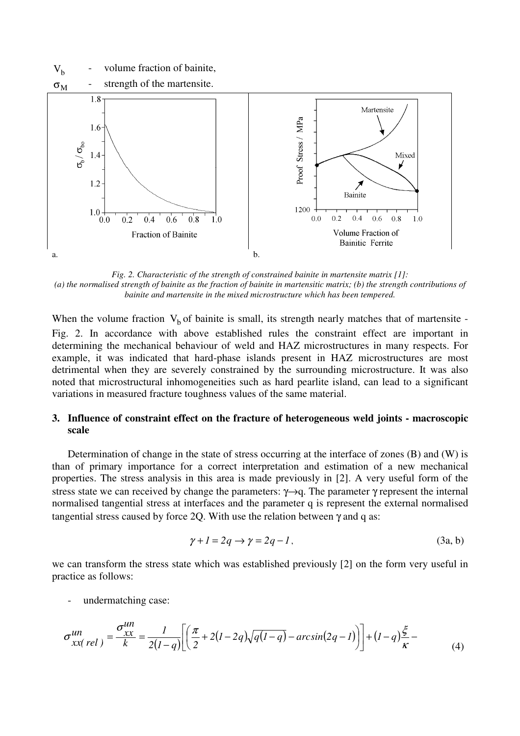$V_b$ - volume fraction of bainite,

$\sigma_M$ - strength of the martensite.

*Fig. 2. Characteristic of the strength of constrained bainite in martensite matrix [1]: (a) the normalised strength of bainite as the fraction of bainite in martensitic matrix; (b) the strength contributions of bainite and martensite in the mixed microstructure which has been tempered.*

When the volume fraction $V_b$ of bainite is small, its strength nearly matches that of martensite - Fig. 2. In accordance with above established rules the constraint effect are important in determining the mechanical behaviour of weld and HAZ microstructures in many respects. For example, it was indicated that hard-phase islands present in HAZ microstructures are most detrimental when they are severely constrained by the surrounding microstructure. It was also noted that microstructural inhomogeneities such as hard pearlite island, can lead to a significant variations in measured fracture toughness values of the same material.

## 3. Influence of constraint effect on the fracture of heterogeneous weld joints - macroscopic scale

Determination of change in the state of stress occurring at the interface of zones (B) and (W) is than of primary importance for a correct interpretation and estimation of a new mechanical properties. The stress analysis in this area is made previously in [2]. A very useful form of the stress state we can received by change the parameters: $\gamma \rightarrow q$. The parameter $\gamma$ represent the internal normalised tangential stress at interfaces and the parameter q is represent the external normalised tangential stress caused by force 2Q. With use the relation between $\gamma$ and q as:

$$\gamma + 1 = 2q \rightarrow \gamma = 2q - 1, \tag{3a, b}$$

we can transform the stress state which was established previously [2] on the form very useful in practice as follows:

- undermatching case:

$$\sigma^{un}_{xx(rel)} = \frac{\sigma^{un}_{xx}}{k} = \frac{1}{2(1-q)}\left[\left(\frac{\pi}{2} + 2(1-2q)\sqrt{q(1-q)} - \arcsin(2q-1)\right)\right] + (1-q)\frac{\xi}{\kappa} - \tag{4}$$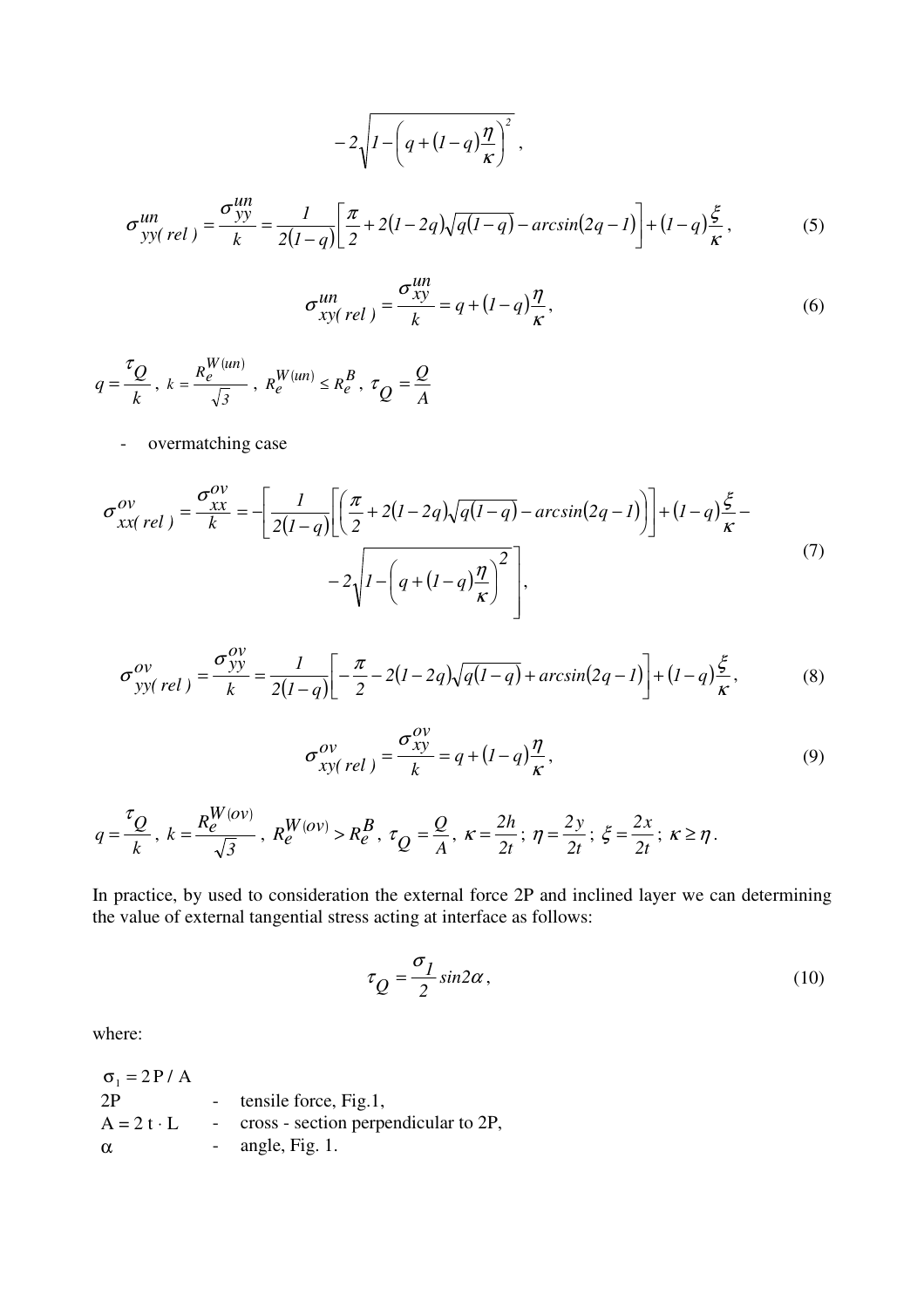$$-2\sqrt{1-\left(q+(1-q)\frac{\eta}{\kappa}\right)^{2}}\ ,$$

$$\sigma^{un}_{yy(\,rel\,)}=\frac{\sigma^{un}_{yy}}{k}=\frac{1}{2(1-q)}\left[\frac{\pi}{2}+2(1-2q)\sqrt{q(1-q)}-arcsin(2q-1)\right]+(1-q)\frac{\xi}{\kappa}\,, \tag{5}$$

$$\sigma^{un}_{xy(\,rel\,)}=\frac{\sigma^{un}_{xy}}{k}=q+(1-q)\frac{\eta}{\kappa}\,, \tag{6}$$

$q=\dfrac{\tau_Q}{k}$, $k=\dfrac{R_e^{W(un)}}{\sqrt{3}}$, $R_e^{W(un)}\le R_e^{B}$, $\tau_Q=\dfrac{Q}{A}$

- overmatching case

$$\sigma^{ov}_{xx(\,rel\,)}=\frac{\sigma^{ov}_{xx}}{k}=-\left[\frac{1}{2(1-q)}\left[\left(\frac{\pi}{2}+2(1-2q)\sqrt{q(1-q)}-arcsin(2q-1)\right)\right]+(1-q)\frac{\xi}{\kappa}-\right.$$
$$\left.-2\sqrt{1-\left(q+(1-q)\frac{\eta}{\kappa}\right)^{2}}\ \right], \tag{7}$$

$$\sigma^{ov}_{yy(\,rel\,)}=\frac{\sigma^{ov}_{yy}}{k}=\frac{1}{2(1-q)}\left[-\frac{\pi}{2}-2(1-2q)\sqrt{q(1-q)}+arcsin(2q-1)\right]+(1-q)\frac{\xi}{\kappa}\,, \tag{8}$$

$$\sigma^{ov}_{xy(\,rel\,)}=\frac{\sigma^{ov}_{xy}}{k}=q+(1-q)\frac{\eta}{\kappa}\,, \tag{9}$$

$q=\dfrac{\tau_Q}{k}$, $k=\dfrac{R_e^{W(ov)}}{\sqrt{3}}$, $R_e^{W(ov)}>R_e^{B}$, $\tau_Q=\dfrac{Q}{A}$, $\kappa=\dfrac{2h}{2t}$; $\eta=\dfrac{2y}{2t}$; $\xi=\dfrac{2x}{2t}$; $\kappa\ge\eta$.

In practice, by used to consideration the external force 2P and inclined layer we can determining the value of external tangential stress acting at interface as follows:

$$\tau_Q=\frac{\sigma_1}{2}\sin 2\alpha\,, \tag{10}$$

where:

$\sigma_1 = 2P/A$
2P - tensile force, Fig.1,
$A = 2\,t\cdot L$ - cross - section perpendicular to 2P,
$\alpha$ - angle, Fig. 1.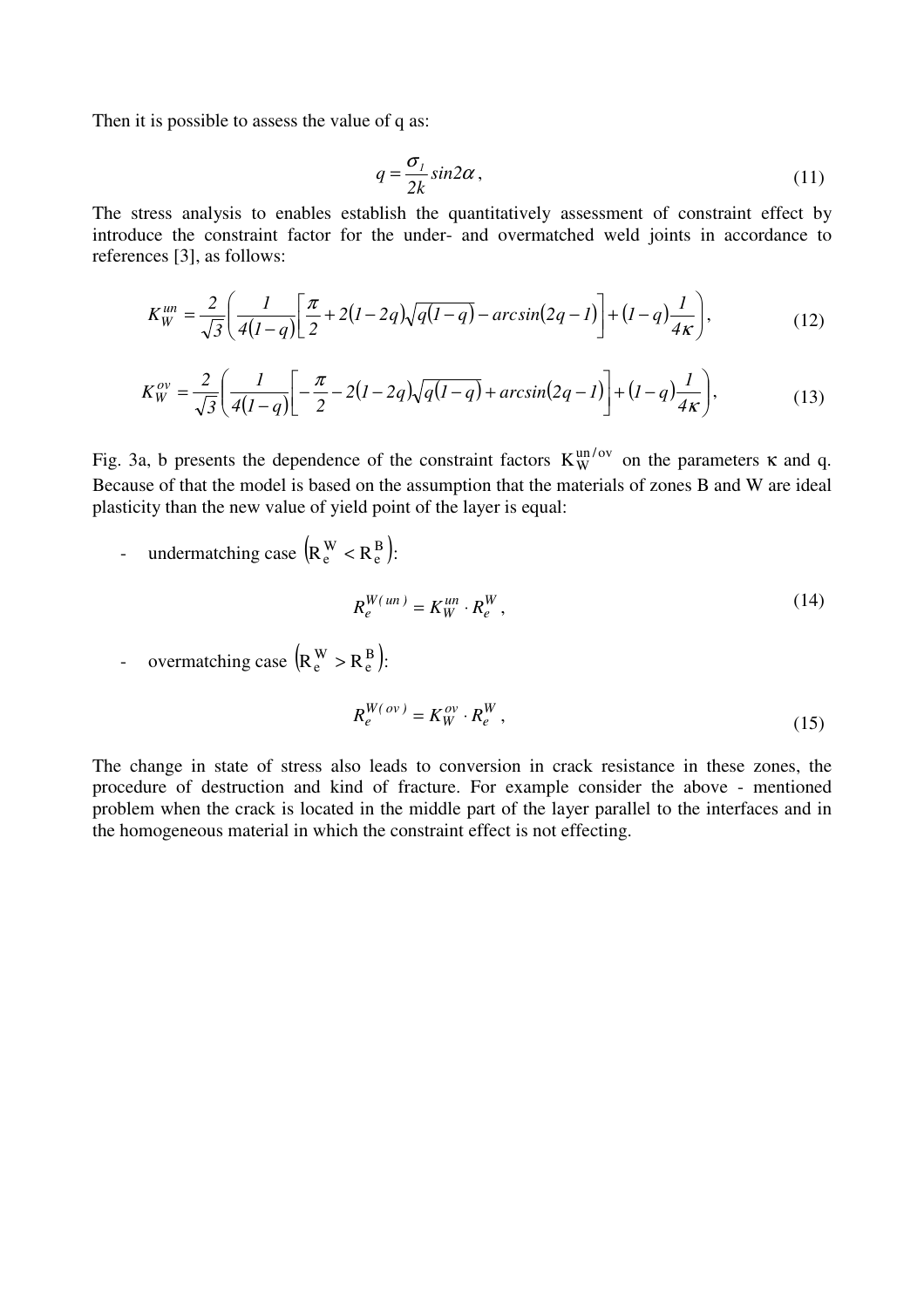Then it is possible to assess the value of q as:

$$q = \frac{\sigma_1}{2k} sin 2\alpha , \tag{11}$$

The stress analysis to enables establish the quantitatively assessment of constraint effect by introduce the constraint factor for the under- and overmatched weld joints in accordance to references [3], as follows:

$$K_W^{un} = \frac{2}{\sqrt{3}} \left( \frac{1}{4(1-q)} \left[ \frac{\pi}{2} + 2(1-2q)\sqrt{q(1-q)} - arcsin(2q-1) \right] + (1-q)\frac{1}{4\kappa} \right), \tag{12}$$

$$K_W^{ov} = \frac{2}{\sqrt{3}} \left( \frac{1}{4(1-q)} \left[ -\frac{\pi}{2} - 2(1-2q)\sqrt{q(1-q)} + arcsin(2q-1) \right] + (1-q)\frac{1}{4\kappa} \right), \tag{13}$$

Fig. 3a, b presents the dependence of the constraint factors $K_W^{un/ov}$ on the parameters κ and q. Because of that the model is based on the assumption that the materials of zones B and W are ideal plasticity than the new value of yield point of the layer is equal:

- undermatching case $\left( R_e^W < R_e^B \right)$:

$$R_e^{W(un)} = K_W^{un} \cdot R_e^W , \tag{14}$$

- overmatching case $\left( R_e^W > R_e^B \right)$:

$$R_e^{W(ov)} = K_W^{ov} \cdot R_e^W , \tag{15}$$

The change in state of stress also leads to conversion in crack resistance in these zones, the procedure of destruction and kind of fracture. For example consider the above - mentioned problem when the crack is located in the middle part of the layer parallel to the interfaces and in the homogeneous material in which the constraint effect is not effecting.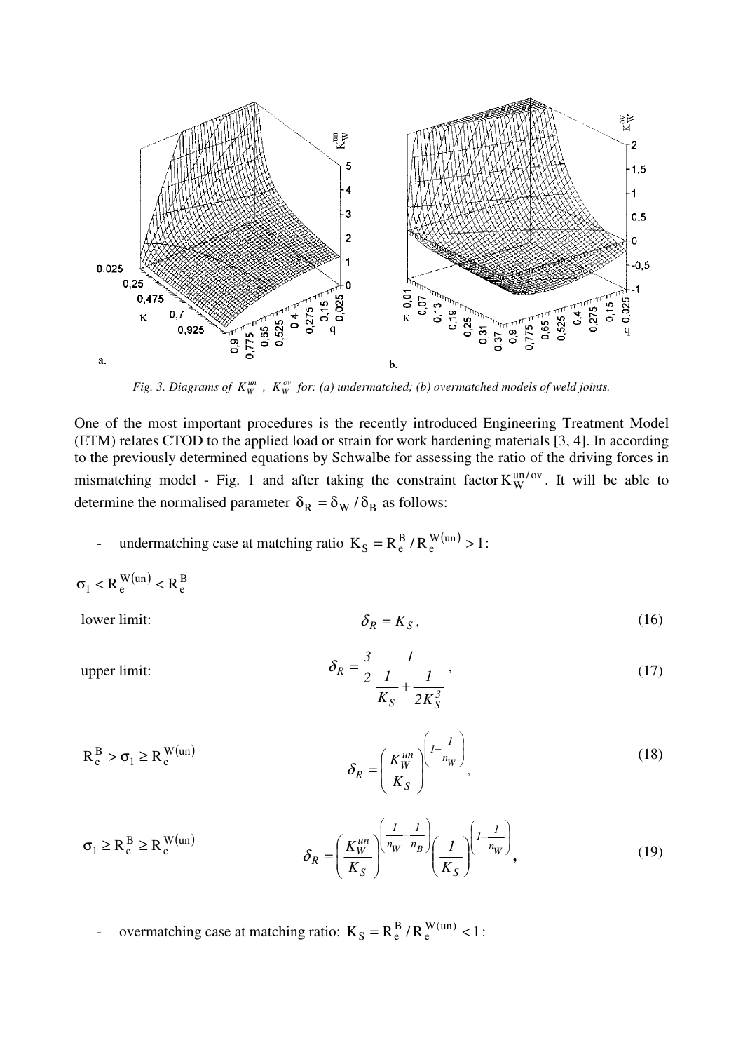*Fig. 3. Diagrams of $K_W^{un}$ , $K_W^{ov}$ for: (a) undermatched; (b) overmatched models of weld joints.*

One of the most important procedures is the recently introduced Engineering Treatment Model (ETM) relates CTOD to the applied load or strain for work hardening materials [3, 4]. In according to the previously determined equations by Schwalbe for assessing the ratio of the driving forces in mismatching model - Fig. 1 and after taking the constraint factor $K_W^{un/ov}$. It will be able to determine the normalised parameter $\delta_R = \delta_W / \delta_B$ as follows:

- undermatching case at matching ratio $K_S = R_e^B / R_e^{W(un)} > 1$:

$\sigma_1 < R_e^{W(un)} < R_e^B$

lower limit:

$$\delta_R = K_S , \tag{16}$$

upper limit:

$$\delta_R = \frac{3}{2} \frac{1}{\frac{1}{K_S} + \frac{1}{2K_S^3}} , \tag{17}$$

$R_e^B > \sigma_1 \geq R_e^{W(un)}$

$$\delta_R = \left( \frac{K_W^{un}}{K_S} \right)^{\left( 1 - \frac{1}{n_W} \right)} , \tag{18}$$

$\sigma_1 \geq R_e^B \geq R_e^{W(un)}$

$$\delta_R = \left( \frac{K_W^{un}}{K_S} \right)^{\left( \frac{1}{n_W} - \frac{1}{n_B} \right)} \left( \frac{1}{K_S} \right)^{\left( 1 - \frac{1}{n_W} \right)} , \tag{19}$$

- overmatching case at matching ratio: $K_S = R_e^B / R_e^{W(un)} < 1$: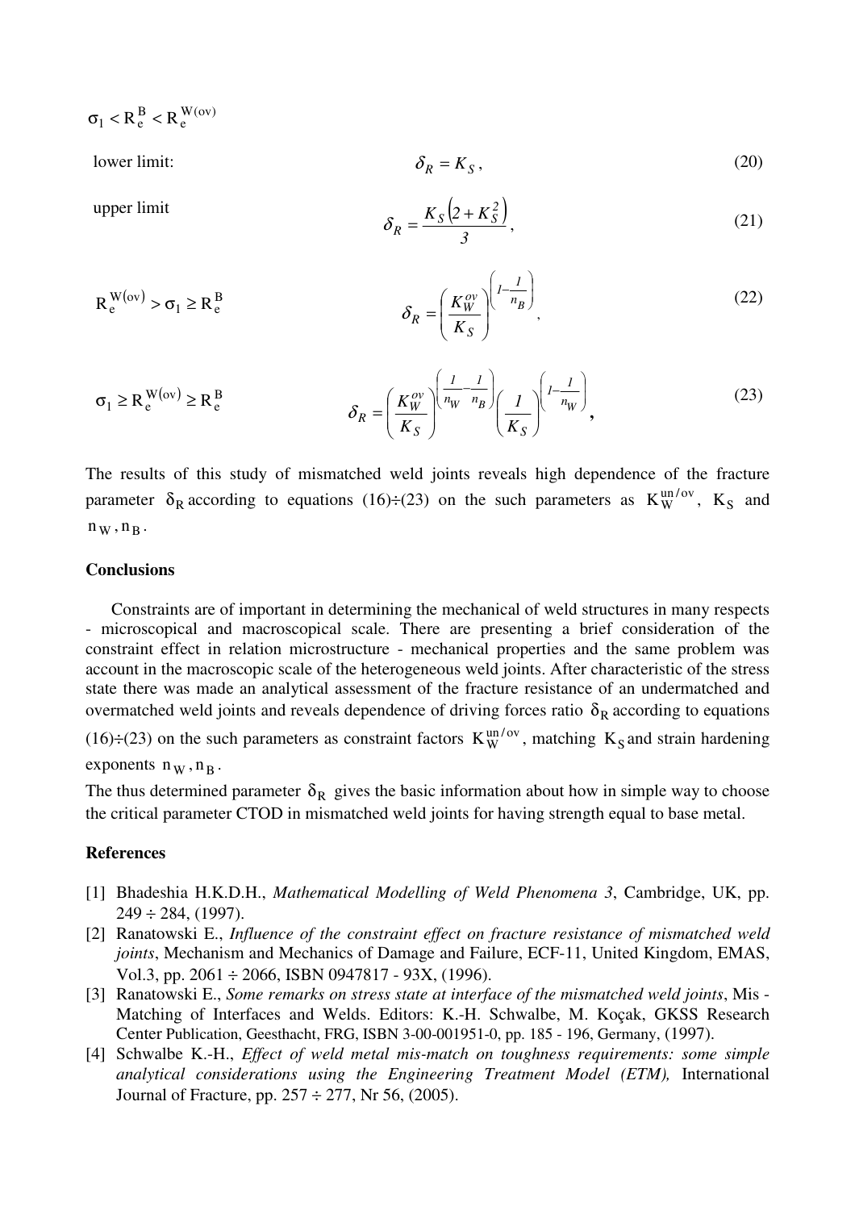$\sigma_1 < R_e^B < R_e^{W(ov)}$

lower limit:

$$\delta_R = K_S, \tag{20}$$

upper limit

$$\delta_R = \frac{K_S\left(2 + K_S^2\right)}{3}, \tag{21}$$

$R_e^{W(ov)} > \sigma_1 \geq R_e^B$

$$\delta_R = \left(\frac{K_W^{ov}}{K_S}\right)^{\left(1 - \frac{1}{n_B}\right)}, \tag{22}$$

$\sigma_1 \geq R_e^{W(ov)} \geq R_e^B$

$$\delta_R = \left(\frac{K_W^{ov}}{K_S}\right)^{\left(\frac{1}{n_W} - \frac{1}{n_B}\right)}\left(\frac{1}{K_S}\right)^{\left(1 - \frac{1}{n_W}\right)}, \tag{23}$$

The results of this study of mismatched weld joints reveals high dependence of the fracture parameter $\delta_R$ according to equations (16)÷(23) on the such parameters as $K_W^{un/ov}$, $K_S$ and $n_W, n_B$.

## Conclusions

Constraints are of important in determining the mechanical of weld structures in many respects - microscopical and macroscopical scale. There are presenting a brief consideration of the constraint effect in relation microstructure - mechanical properties and the same problem was account in the macroscopic scale of the heterogeneous weld joints. After characteristic of the stress state there was made an analytical assessment of the fracture resistance of an undermatched and overmatched weld joints and reveals dependence of driving forces ratio $\delta_R$ according to equations (16)÷(23) on the such parameters as constraint factors $K_W^{un/ov}$, matching $K_S$ and strain hardening exponents $n_W, n_B$.

The thus determined parameter $\delta_R$ gives the basic information about how in simple way to choose the critical parameter CTOD in mismatched weld joints for having strength equal to base metal.

## References

[1] Bhadeshia H.K.D.H., *Mathematical Modelling of Weld Phenomena 3*, Cambridge, UK, pp. 249 ÷ 284, (1997).

[2] Ranatowski E., *Influence of the constraint effect on fracture resistance of mismatched weld joints*, Mechanism and Mechanics of Damage and Failure, ECF-11, United Kingdom, EMAS, Vol.3, pp. 2061 ÷ 2066, ISBN 0947817 - 93X, (1996).

[3] Ranatowski E., *Some remarks on stress state at interface of the mismatched weld joints*, Mis - Matching of Interfaces and Welds. Editors: K.-H. Schwalbe, M. Koçak, GKSS Research Center Publication, Geesthacht, FRG, ISBN 3-00-001951-0, pp. 185 - 196, Germany, (1997).

[4] Schwalbe K.-H., *Effect of weld metal mis-match on toughness requirements: some simple analytical considerations using the Engineering Treatment Model (ETM),* International Journal of Fracture, pp. 257 ÷ 277, Nr 56, (2005).